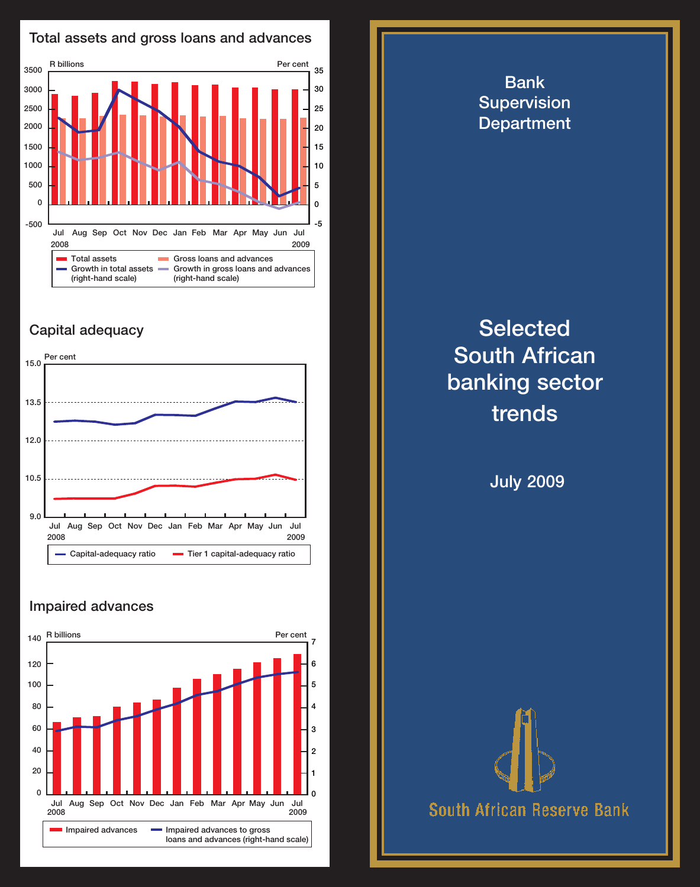## Total assets and gross loans and advances

R billions | Per cent

Jul 2008 – Jul 2009

- Total assets
- Gross loans and advances
- Growth in total assets (right-hand scale)
- Growth in gross loans and advances (right-hand scale)

## Capital adequacy

Per cent

Jul 2008 – Jul 2009

- Capital-adequacy ratio
- Tier 1 capital-adequacy ratio

## Impaired advances

R billions | Per cent

Jul 2008 – Jul 2009

- Impaired advances
- Impaired advances to gross loans and advances (right-hand scale)

# Bank Supervision Department

# Selected South African banking sector trends

## July 2009

South African Reserve Bank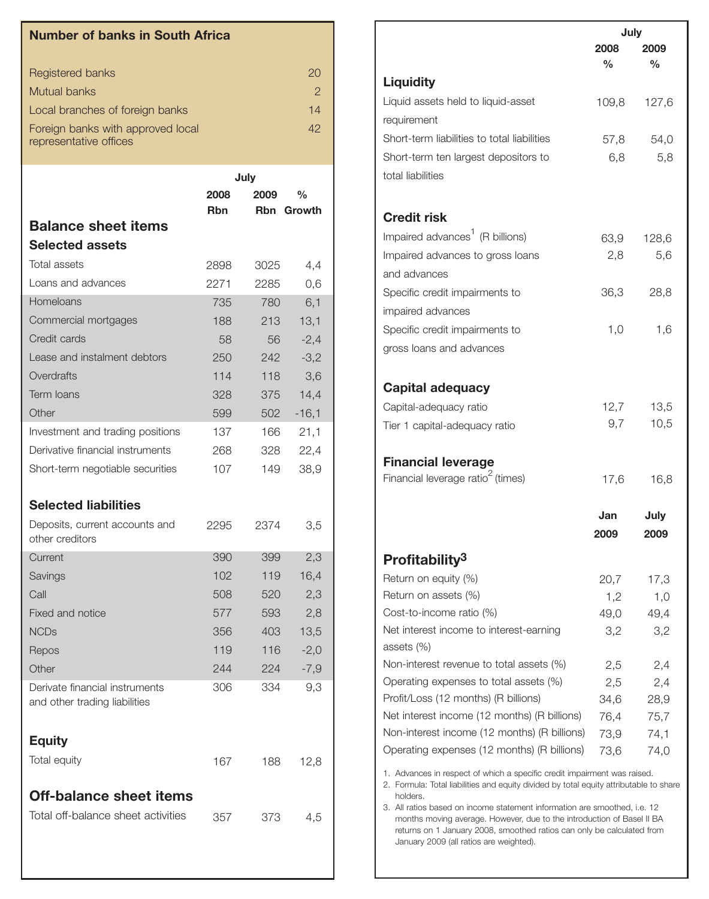## Number of banks in South Africa

| | |
|---|---|
| Registered banks | 20 |
| Mutual banks | 2 |
| Local branches of foreign banks | 14 |
| Foreign banks with approved local representative offices | 42 |

| | July | | |
|---|---|---|---|
| | 2008 Rbn | 2009 Rbn | % Growth |
| **Balance sheet items** | | | |
| **Selected assets** | | | |
| Total assets | 2898 | 3025 | 4,4 |
| Loans and advances | 2271 | 2285 | 0,6 |
| Homeloans | 735 | 780 | 6,1 |
| Commercial mortgages | 188 | 213 | 13,1 |
| Credit cards | 58 | 56 | -2,4 |
| Lease and instalment debtors | 250 | 242 | -3,2 |
| Overdrafts | 114 | 118 | 3,6 |
| Term loans | 328 | 375 | 14,4 |
| Other | 599 | 502 | -16,1 |
| Investment and trading positions | 137 | 166 | 21,1 |
| Derivative financial instruments | 268 | 328 | 22,4 |
| Short-term negotiable securities | 107 | 149 | 38,9 |
| **Selected liabilities** | | | |
| Deposits, current accounts and other creditors | 2295 | 2374 | 3,5 |
| Current | 390 | 399 | 2,3 |
| Savings | 102 | 119 | 16,4 |
| Call | 508 | 520 | 2,3 |
| Fixed and notice | 577 | 593 | 2,8 |
| NCDs | 356 | 403 | 13,5 |
| Repos | 119 | 116 | -2,0 |
| Other | 244 | 224 | -7,9 |
| Derivate financial instruments and other trading liabilities | 306 | 334 | 9,3 |
| **Equity** | | | |
| Total equity | 167 | 188 | 12,8 |
| **Off-balance sheet items** | | | |
| Total off-balance sheet activities | 357 | 373 | 4,5 |

| | July | |
|---|---|---|
| | 2008 % | 2009 % |
| **Liquidity** | | |
| Liquid assets held to liquid-asset requirement | 109,8 | 127,6 |
| Short-term liabilities to total liabilities | 57,8 | 54,0 |
| Short-term ten largest depositors to total liabilities | 6,8 | 5,8 |
| **Credit risk** | | |
| Impaired advances[1] (R billions) | 63,9 | 128,6 |
| Impaired advances to gross loans and advances | 2,8 | 5,6 |
| Specific credit impairments to impaired advances | 36,3 | 28,8 |
| Specific credit impairments to gross loans and advances | 1,0 | 1,6 |
| **Capital adequacy** | | |
| Capital-adequacy ratio | 12,7 | 13,5 |
| Tier 1 capital-adequacy ratio | 9,7 | 10,5 |
| **Financial leverage** | | |
| Financial leverage ratio[2] (times) | 17,6 | 16,8 |

| | Jan 2009 | July 2009 |
|---|---|---|
| **Profitability[3]** | | |
| Return on equity (%) | 20,7 | 17,3 |
| Return on assets (%) | 1,2 | 1,0 |
| Cost-to-income ratio (%) | 49,0 | 49,4 |
| Net interest income to interest-earning assets (%) | 3,2 | 3,2 |
| Non-interest revenue to total assets (%) | 2,5 | 2,4 |
| Operating expenses to total assets (%) | 2,5 | 2,4 |
| Profit/Loss (12 months) (R billions) | 34,6 | 28,9 |
| Net interest income (12 months) (R billions) | 76,4 | 75,7 |
| Non-interest income (12 months) (R billions) | 73,9 | 74,1 |
| Operating expenses (12 months) (R billions) | 73,6 | 74,0 |

1. Advances in respect of which a specific credit impairment was raised.
2. Formula: Total liabilities and equity divided by total equity attributable to share holders.
3. All ratios based on income statement information are smoothed, i.e. 12 months moving average. However, due to the introduction of Basel II BA returns on 1 January 2008, smoothed ratios can only be calculated from January 2009 (all ratios are weighted).